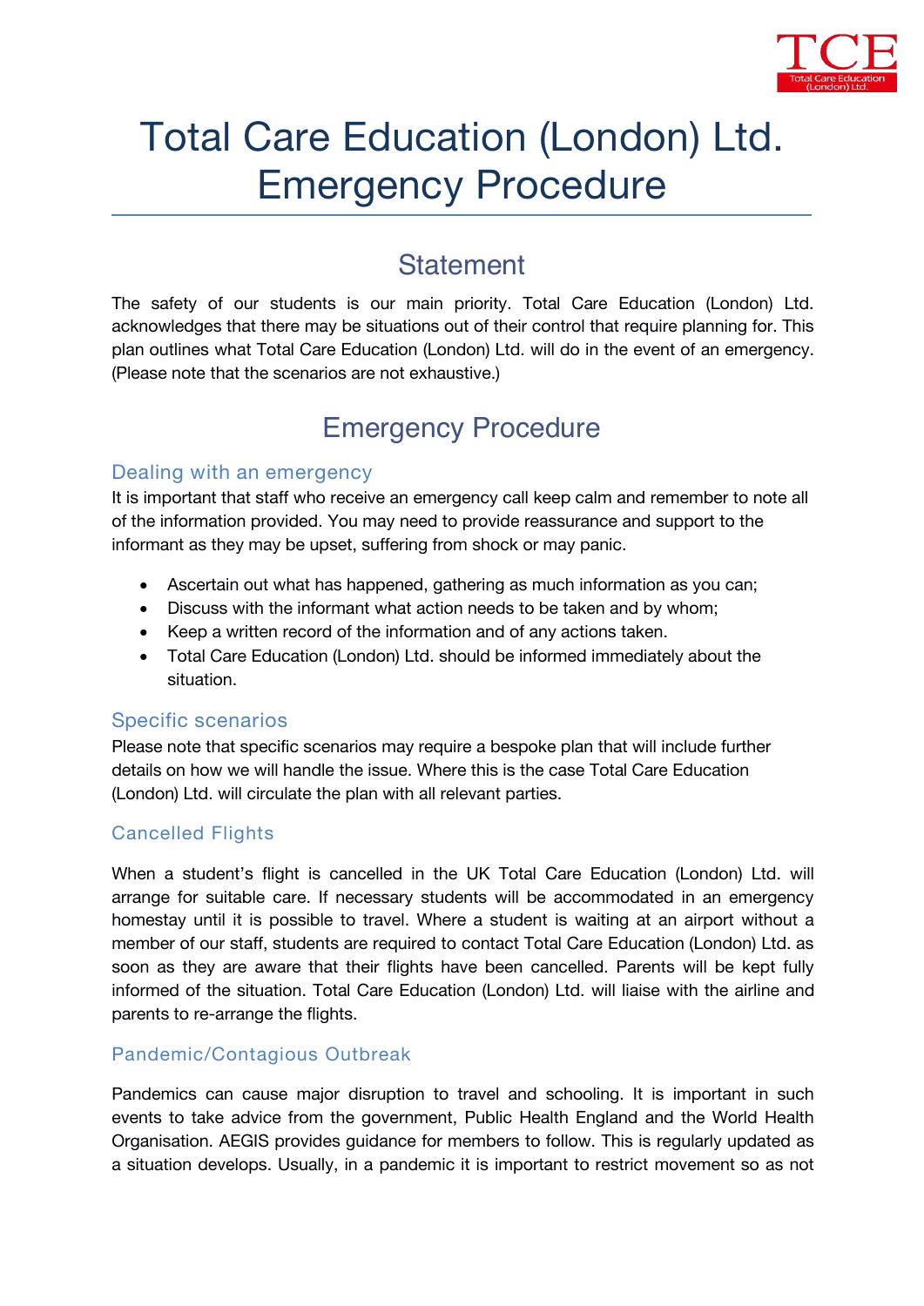# Total Care Education (London) Ltd. Emergency Procedure

## Statement

The safety of our students is our main priority. Total Care Education (London) Ltd. acknowledges that there may be situations out of their control that require planning for. This plan outlines what Total Care Education (London) Ltd. will do in the event of an emergency. (Please note that the scenarios are not exhaustive.)

## Emergency Procedure

### Dealing with an emergency

It is important that staff who receive an emergency call keep calm and remember to note all of the information provided. You may need to provide reassurance and support to the informant as they may be upset, suffering from shock or may panic.

- Ascertain out what has happened, gathering as much information as you can;
- Discuss with the informant what action needs to be taken and by whom;
- Keep a written record of the information and of any actions taken.
- Total Care Education (London) Ltd. should be informed immediately about the situation.

### Specific scenarios

Please note that specific scenarios may require a bespoke plan that will include further details on how we will handle the issue. Where this is the case Total Care Education (London) Ltd. will circulate the plan with all relevant parties.

### Cancelled Flights

When a student's flight is cancelled in the UK Total Care Education (London) Ltd. will arrange for suitable care. If necessary students will be accommodated in an emergency homestay until it is possible to travel. Where a student is waiting at an airport without a member of our staff, students are required to contact Total Care Education (London) Ltd. as soon as they are aware that their flights have been cancelled. Parents will be kept fully informed of the situation. Total Care Education (London) Ltd. will liaise with the airline and parents to re-arrange the flights.

### Pandemic/Contagious Outbreak

Pandemics can cause major disruption to travel and schooling. It is important in such events to take advice from the government, Public Health England and the World Health Organisation. AEGIS provides guidance for members to follow. This is regularly updated as a situation develops. Usually, in a pandemic it is important to restrict movement so as not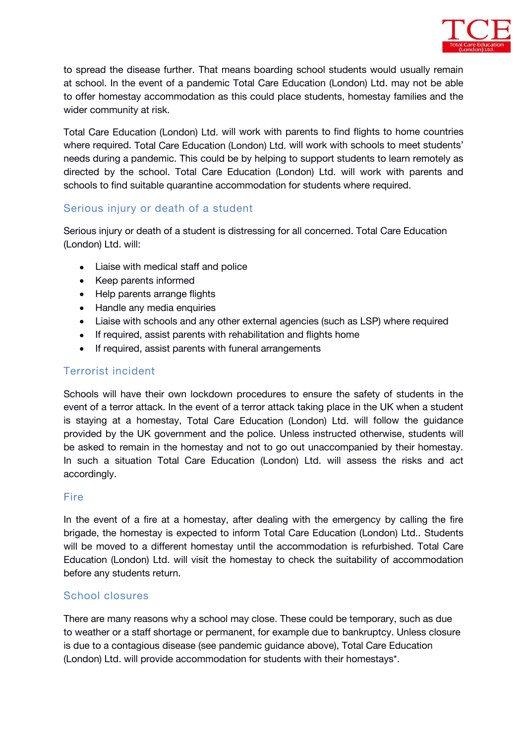to spread the disease further. That means boarding school students would usually remain at school. In the event of a pandemic Total Care Education (London) Ltd. may not be able to offer homestay accommodation as this could place students, homestay families and the wider community at risk.

Total Care Education (London) Ltd. will work with parents to find flights to home countries where required. Total Care Education (London) Ltd. will work with schools to meet students' needs during a pandemic. This could be by helping to support students to learn remotely as directed by the school. Total Care Education (London) Ltd. will work with parents and schools to find suitable quarantine accommodation for students where required.

## Serious injury or death of a student

Serious injury or death of a student is distressing for all concerned. Total Care Education (London) Ltd. will:

- Liaise with medical staff and police
- Keep parents informed
- Help parents arrange flights
- Handle any media enquiries
- Liaise with schools and any other external agencies (such as LSP) where required
- If required, assist parents with rehabilitation and flights home
- If required, assist parents with funeral arrangements

## Terrorist incident

Schools will have their own lockdown procedures to ensure the safety of students in the event of a terror attack. In the event of a terror attack taking place in the UK when a student is staying at a homestay, Total Care Education (London) Ltd. will follow the guidance provided by the UK government and the police. Unless instructed otherwise, students will be asked to remain in the homestay and not to go out unaccompanied by their homestay. In such a situation Total Care Education (London) Ltd. will assess the risks and act accordingly.

## Fire

In the event of a fire at a homestay, after dealing with the emergency by calling the fire brigade, the homestay is expected to inform Total Care Education (London) Ltd.. Students will be moved to a different homestay until the accommodation is refurbished. Total Care Education (London) Ltd. will visit the homestay to check the suitability of accommodation before any students return.

## School closures

There are many reasons why a school may close. These could be temporary, such as due to weather or a staff shortage or permanent, for example due to bankruptcy. Unless closure is due to a contagious disease (see pandemic guidance above), Total Care Education (London) Ltd. will provide accommodation for students with their homestays*.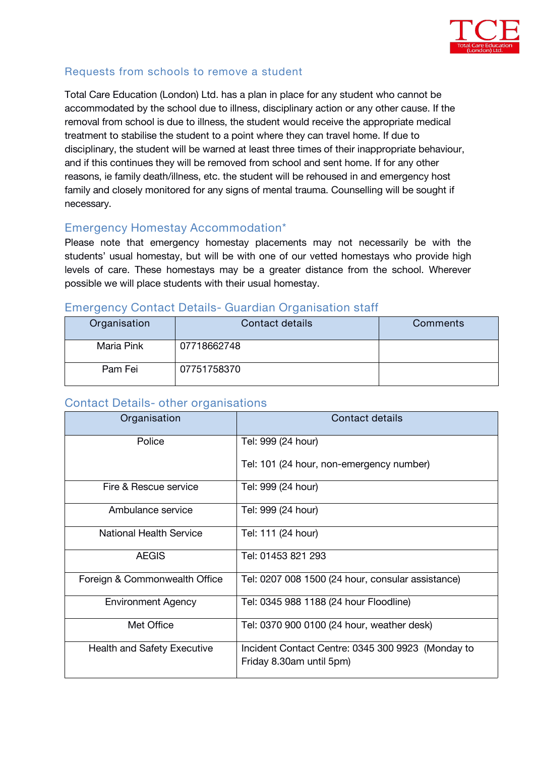## Requests from schools to remove a student

Total Care Education (London) Ltd. has a plan in place for any student who cannot be accommodated by the school due to illness, disciplinary action or any other cause. If the removal from school is due to illness, the student would receive the appropriate medical treatment to stabilise the student to a point where they can travel home. If due to disciplinary, the student will be warned at least three times of their inappropriate behaviour, and if this continues they will be removed from school and sent home. If for any other reasons, ie family death/illness, etc. the student will be rehoused in and emergency host family and closely monitored for any signs of mental trauma. Counselling will be sought if necessary.

## Emergency Homestay Accommodation*

Please note that emergency homestay placements may not necessarily be with the students' usual homestay, but will be with one of our vetted homestays who provide high levels of care. These homestays may be a greater distance from the school. Wherever possible we will place students with their usual homestay.

## Emergency Contact Details- Guardian Organisation staff

| Organisation | Contact details | Comments |
|---|---|---|
| Maria Pink | 07718662748 | |
| Pam Fei | 07751758370 | |

## Contact Details- other organisations

| Organisation | Contact details |
|---|---|
| Police | Tel: 999 (24 hour)<br><br>Tel: 101 (24 hour, non-emergency number) |
| Fire & Rescue service | Tel: 999 (24 hour) |
| Ambulance service | Tel: 999 (24 hour) |
| National Health Service | Tel: 111 (24 hour) |
| AEGIS | Tel: 01453 821 293 |
| Foreign & Commonwealth Office | Tel: 0207 008 1500 (24 hour, consular assistance) |
| Environment Agency | Tel: 0345 988 1188 (24 hour Floodline) |
| Met Office | Tel: 0370 900 0100 (24 hour, weather desk) |
| Health and Safety Executive | Incident Contact Centre: 0345 300 9923 (Monday to Friday 8.30am until 5pm) |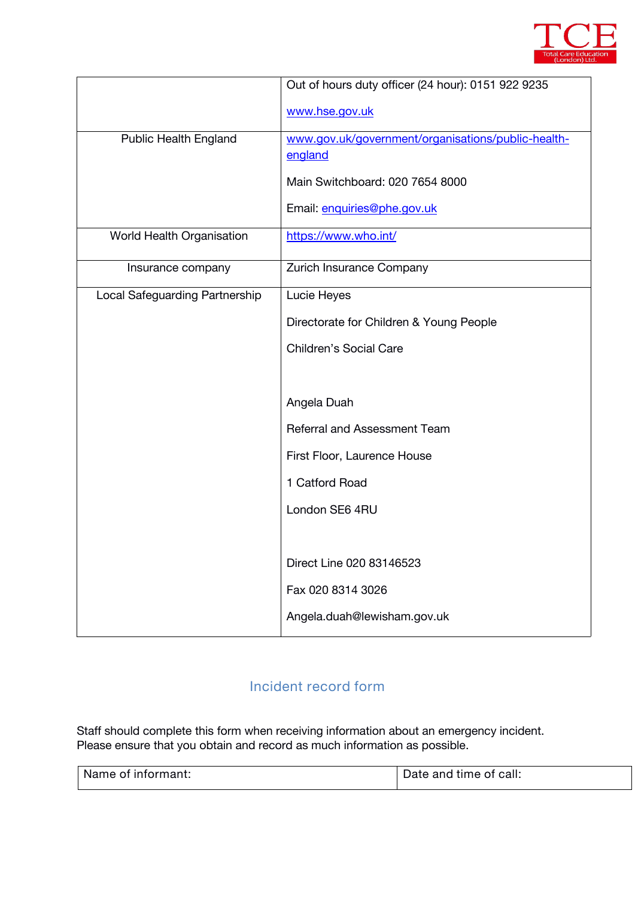| | |
|---|---|
| | Out of hours duty officer (24 hour): 0151 922 9235<br><br>www.hse.gov.uk |
| Public Health England | www.gov.uk/government/organisations/public-health-england<br><br>Main Switchboard: 020 7654 8000<br><br>Email: enquiries@phe.gov.uk |
| World Health Organisation | https://www.who.int/ |
| Insurance company | Zurich Insurance Company |
| Local Safeguarding Partnership | Lucie Heyes<br><br>Directorate for Children & Young People<br><br>Children's Social Care<br><br><br>Angela Duah<br><br>Referral and Assessment Team<br><br>First Floor, Laurence House<br><br>1 Catford Road<br><br>London SE6 4RU<br><br><br>Direct Line 020 83146523<br><br>Fax 020 8314 3026<br><br>Angela.duah@lewisham.gov.uk |

## Incident record form

Staff should complete this form when receiving information about an emergency incident.
Please ensure that you obtain and record as much information as possible.

| Name of informant: | Date and time of call: |
|---|---|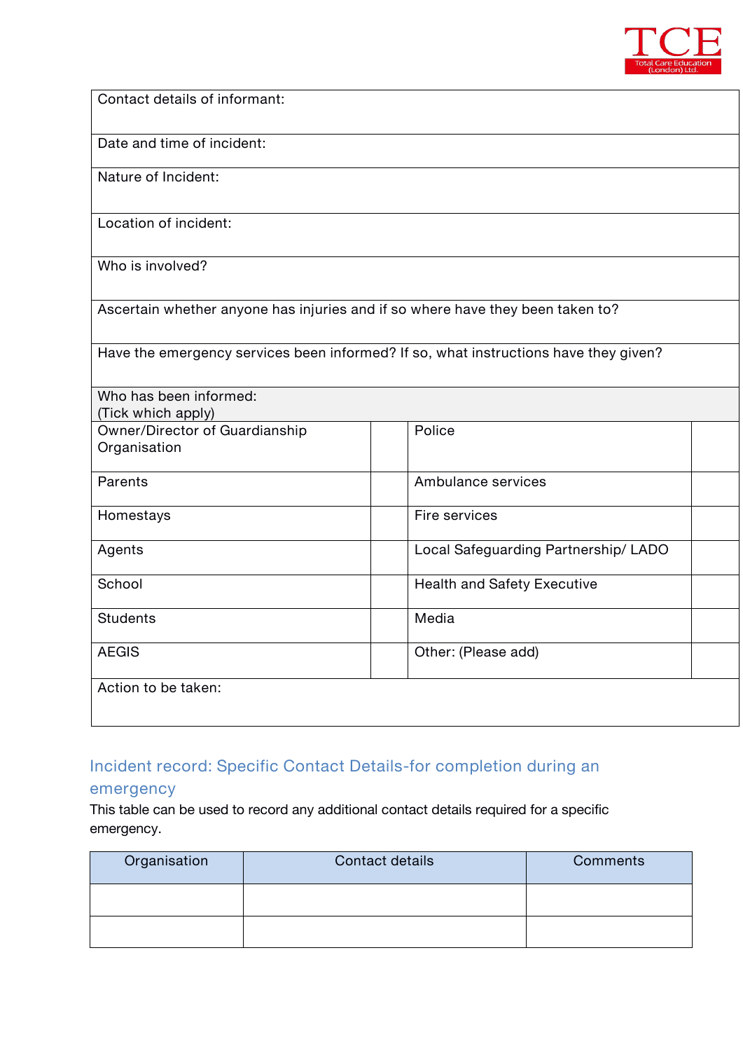| Contact details of informant: | | | |
|---|---|---|---|
| Date and time of incident: | | | |
| Nature of Incident: | | | |
| Location of incident: | | | |
| Who is involved? | | | |
| Ascertain whether anyone has injuries and if so where have they been taken to? | | | |
| Have the emergency services been informed? If so, what instructions have they given? | | | |
| Who has been informed: (Tick which apply) | | | |
| Owner/Director of Guardianship Organisation | | Police | |
| Parents | | Ambulance services | |
| Homestays | | Fire services | |
| Agents | | Local Safeguarding Partnership/ LADO | |
| School | | Health and Safety Executive | |
| Students | | Media | |
| AEGIS | | Other: (Please add) | |
| Action to be taken: | | | |

## Incident record: Specific Contact Details-for completion during an emergency

This table can be used to record any additional contact details required for a specific emergency.

| Organisation | Contact details | Comments |
|---|---|---|
| | | |
| | | |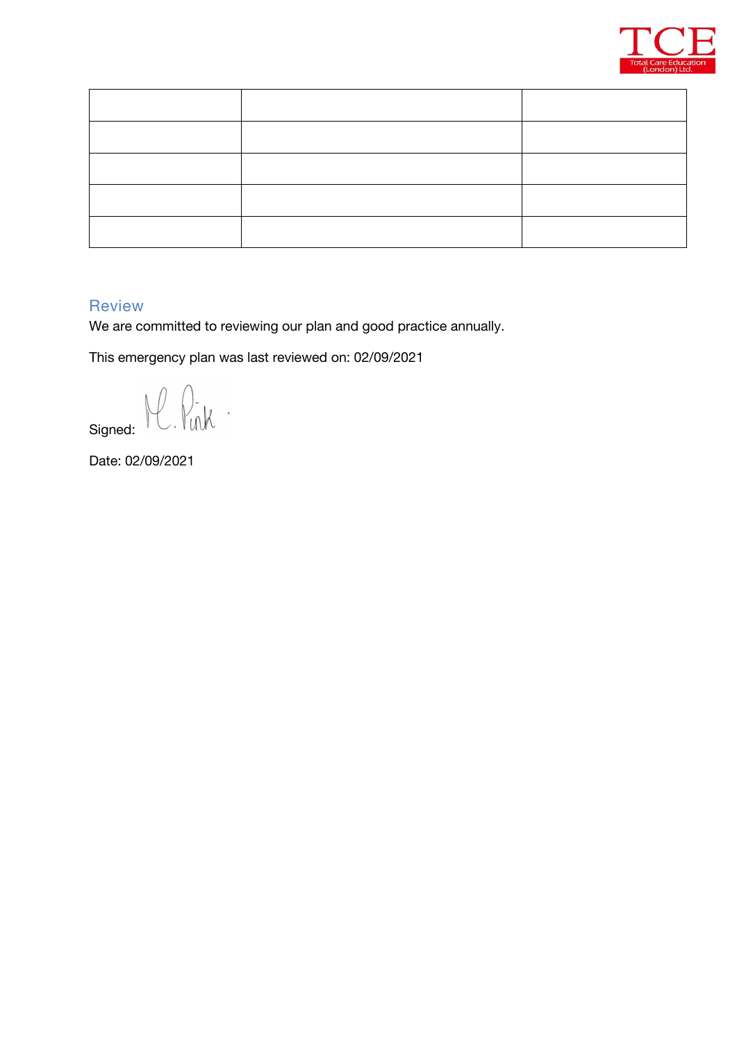| | | |
|---|---|---|
| | | |
| | | |
| | | |
| | | |

## Review

We are committed to reviewing our plan and good practice annually.

This emergency plan was last reviewed on: 02/09/2021

Signed: M. Pink

Date: 02/09/2021